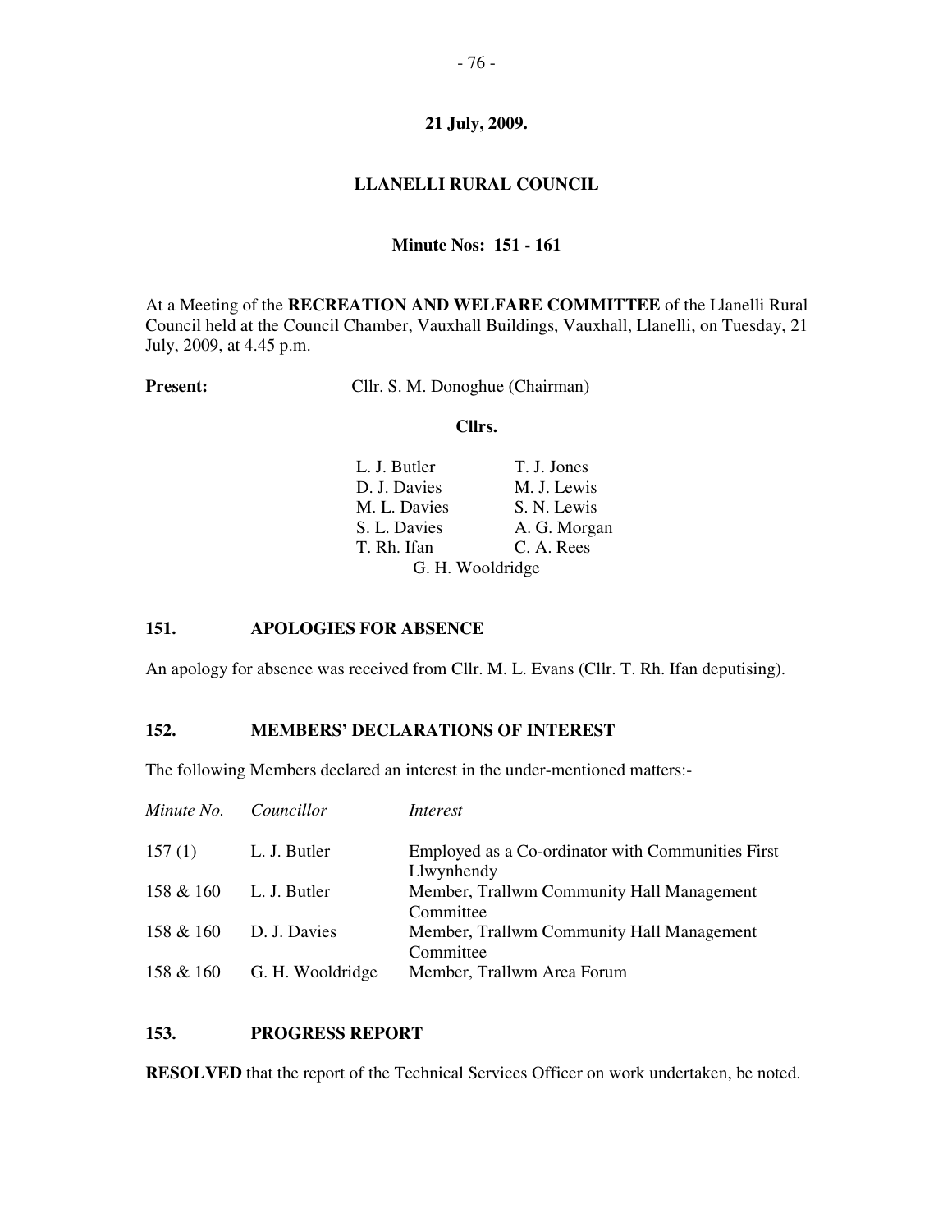**21 July, 2009.**

**LLANELLI RURAL COUNCIL**

**Minute Nos: 151 - 161**

At a Meeting of the **RECREATION AND WELFARE COMMITTEE** of the Llanelli Rural Council held at the Council Chamber, Vauxhall Buildings, Vauxhall, Llanelli, on Tuesday, 21 July, 2009, at 4.45 p.m.

**Present:** Cllr. S. M. Donoghue (Chairman)

**Cllrs.**

| | |
|---|---|
| L. J. Butler | T. J. Jones |
| D. J. Davies | M. J. Lewis |
| M. L. Davies | S. N. Lewis |
| S. L. Davies | A. G. Morgan |
| T. Rh. Ifan | C. A. Rees |
| G. H. Wooldridge | |

## 151. APOLOGIES FOR ABSENCE

An apology for absence was received from Cllr. M. L. Evans (Cllr. T. Rh. Ifan deputising).

## 152. MEMBERS' DECLARATIONS OF INTEREST

The following Members declared an interest in the under-mentioned matters:-

| *Minute No.* | *Councillor* | *Interest* |
|---|---|---|
| 157 (1) | L. J. Butler | Employed as a Co-ordinator with Communities First Llwynhendy |
| 158 & 160 | L. J. Butler | Member, Trallwm Community Hall Management Committee |
| 158 & 160 | D. J. Davies | Member, Trallwm Community Hall Management Committee |
| 158 & 160 | G. H. Wooldridge | Member, Trallwm Area Forum |

## 153. PROGRESS REPORT

**RESOLVED** that the report of the Technical Services Officer on work undertaken, be noted.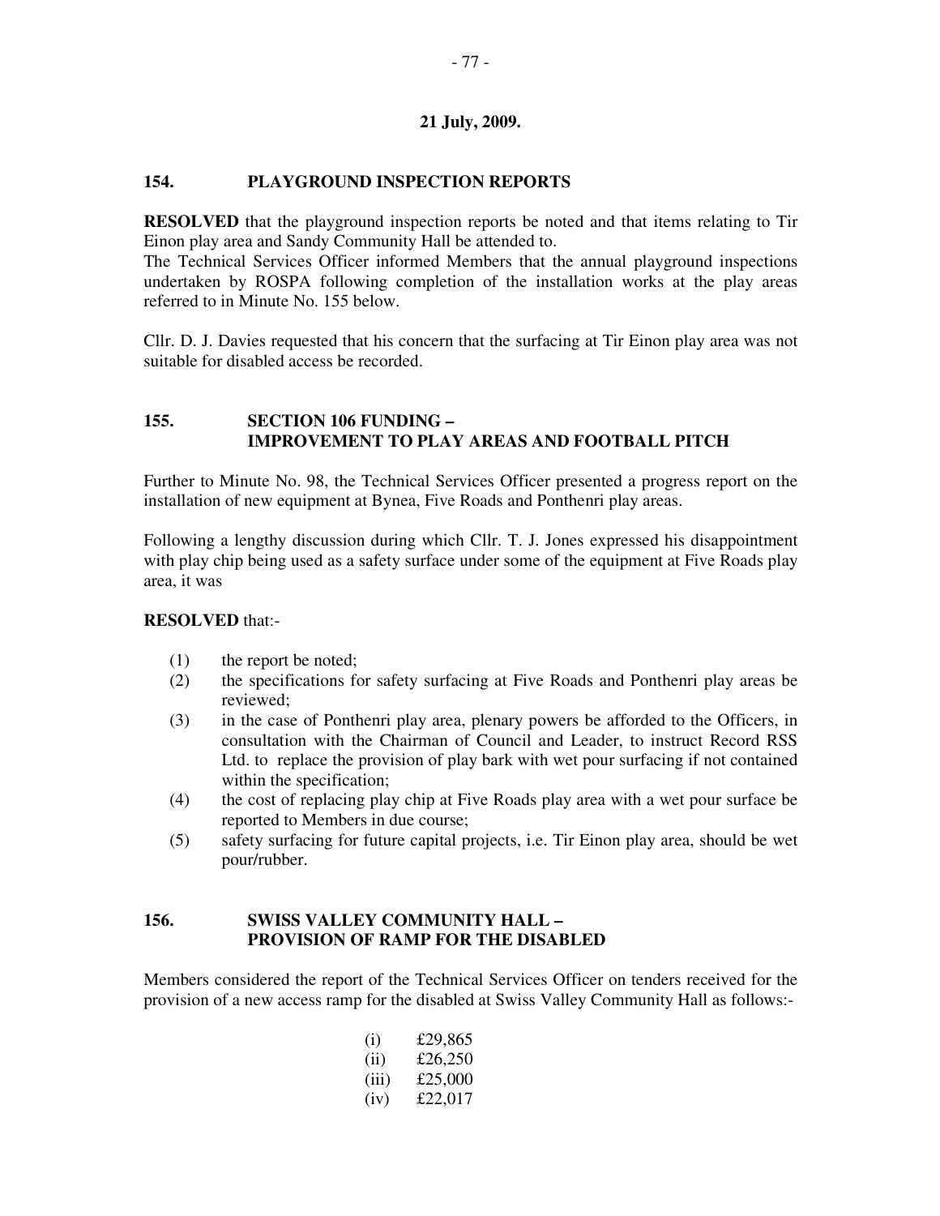**21 July, 2009.**

## 154. PLAYGROUND INSPECTION REPORTS

**RESOLVED** that the playground inspection reports be noted and that items relating to Tir Einon play area and Sandy Community Hall be attended to.
The Technical Services Officer informed Members that the annual playground inspections undertaken by ROSPA following completion of the installation works at the play areas referred to in Minute No. 155 below.

Cllr. D. J. Davies requested that his concern that the surfacing at Tir Einon play area was not suitable for disabled access be recorded.

## 155. SECTION 106 FUNDING – IMPROVEMENT TO PLAY AREAS AND FOOTBALL PITCH

Further to Minute No. 98, the Technical Services Officer presented a progress report on the installation of new equipment at Bynea, Five Roads and Ponthenri play areas.

Following a lengthy discussion during which Cllr. T. J. Jones expressed his disappointment with play chip being used as a safety surface under some of the equipment at Five Roads play area, it was

**RESOLVED** that:-

(1) the report be noted;
(2) the specifications for safety surfacing at Five Roads and Ponthenri play areas be reviewed;
(3) in the case of Ponthenri play area, plenary powers be afforded to the Officers, in consultation with the Chairman of Council and Leader, to instruct Record RSS Ltd. to replace the provision of play bark with wet pour surfacing if not contained within the specification;
(4) the cost of replacing play chip at Five Roads play area with a wet pour surface be reported to Members in due course;
(5) safety surfacing for future capital projects, i.e. Tir Einon play area, should be wet pour/rubber.

## 156. SWISS VALLEY COMMUNITY HALL – PROVISION OF RAMP FOR THE DISABLED

Members considered the report of the Technical Services Officer on tenders received for the provision of a new access ramp for the disabled at Swiss Valley Community Hall as follows:-

(i) £29,865
(ii) £26,250
(iii) £25,000
(iv) £22,017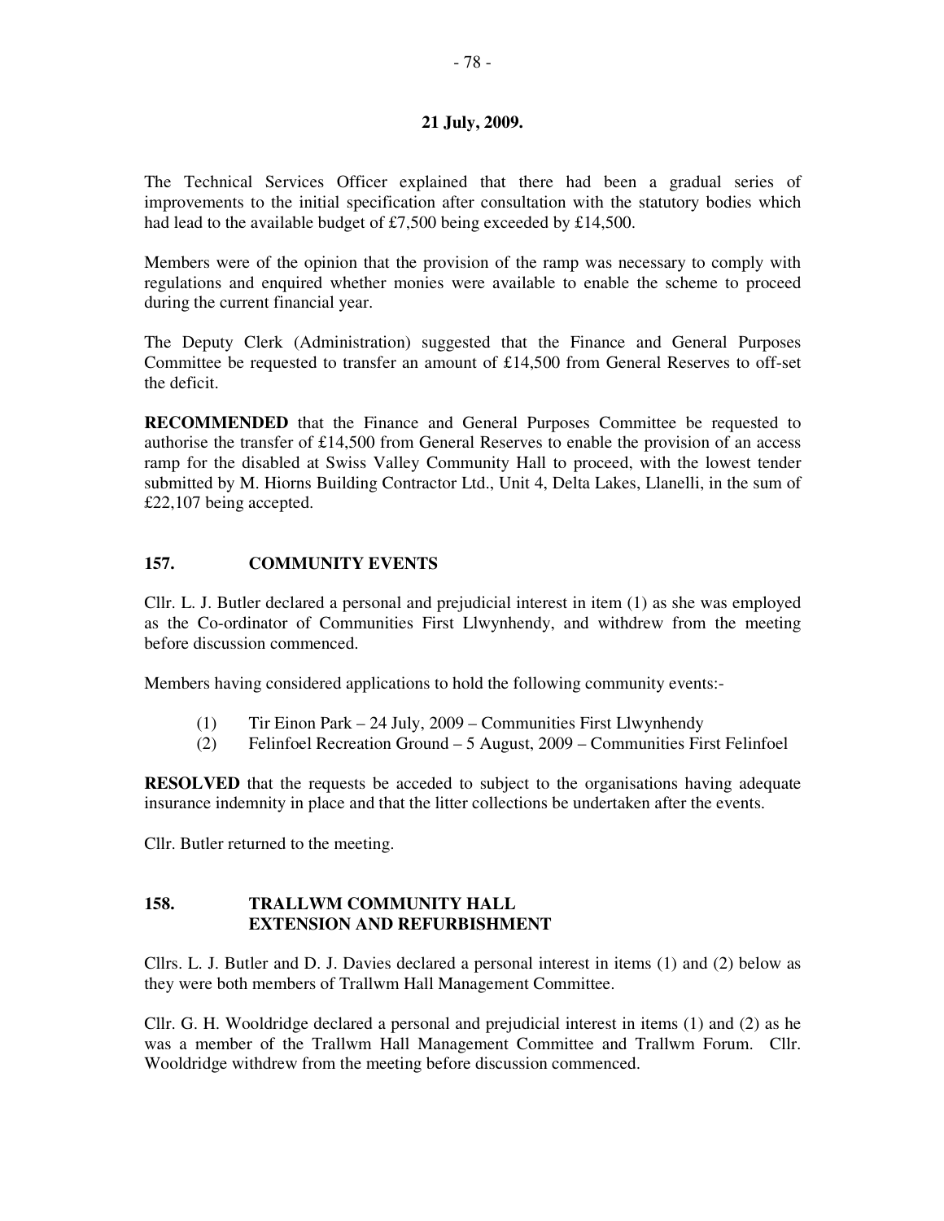**21 July, 2009.**

The Technical Services Officer explained that there had been a gradual series of improvements to the initial specification after consultation with the statutory bodies which had lead to the available budget of £7,500 being exceeded by £14,500.

Members were of the opinion that the provision of the ramp was necessary to comply with regulations and enquired whether monies were available to enable the scheme to proceed during the current financial year.

The Deputy Clerk (Administration) suggested that the Finance and General Purposes Committee be requested to transfer an amount of £14,500 from General Reserves to off-set the deficit.

**RECOMMENDED** that the Finance and General Purposes Committee be requested to authorise the transfer of £14,500 from General Reserves to enable the provision of an access ramp for the disabled at Swiss Valley Community Hall to proceed, with the lowest tender submitted by M. Hiorns Building Contractor Ltd., Unit 4, Delta Lakes, Llanelli, in the sum of £22,107 being accepted.

## 157. COMMUNITY EVENTS

Cllr. L. J. Butler declared a personal and prejudicial interest in item (1) as she was employed as the Co-ordinator of Communities First Llwynhendy, and withdrew from the meeting before discussion commenced.

Members having considered applications to hold the following community events:-

(1) Tir Einon Park – 24 July, 2009 – Communities First Llwynhendy
(2) Felinfoel Recreation Ground – 5 August, 2009 – Communities First Felinfoel

**RESOLVED** that the requests be acceded to subject to the organisations having adequate insurance indemnity in place and that the litter collections be undertaken after the events.

Cllr. Butler returned to the meeting.

## 158. TRALLWM COMMUNITY HALL EXTENSION AND REFURBISHMENT

Cllrs. L. J. Butler and D. J. Davies declared a personal interest in items (1) and (2) below as they were both members of Trallwm Hall Management Committee.

Cllr. G. H. Wooldridge declared a personal and prejudicial interest in items (1) and (2) as he was a member of the Trallwm Hall Management Committee and Trallwm Forum. Cllr. Wooldridge withdrew from the meeting before discussion commenced.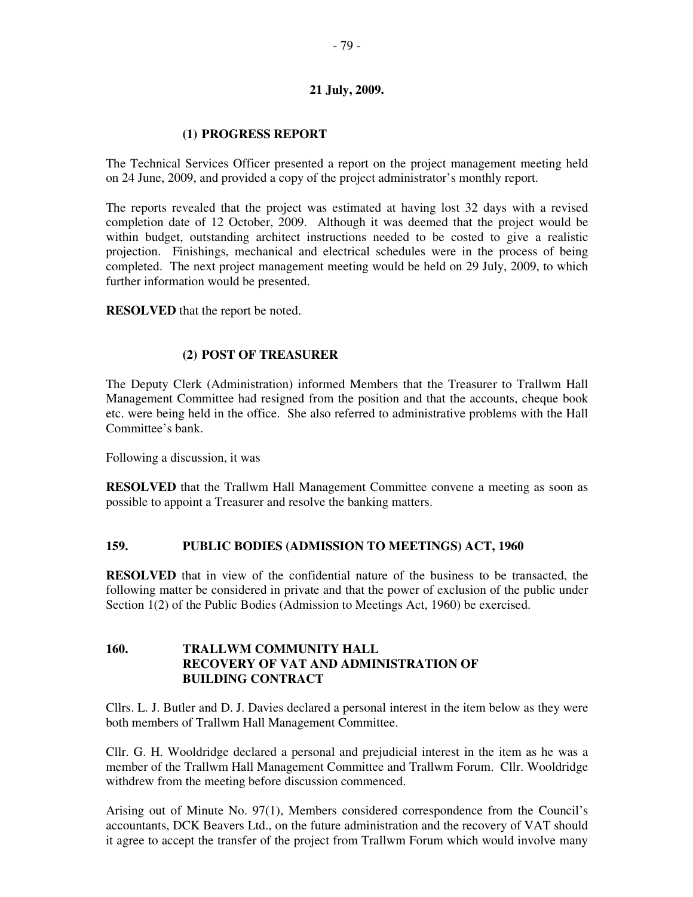**21 July, 2009.**

**(1) PROGRESS REPORT**

The Technical Services Officer presented a report on the project management meeting held on 24 June, 2009, and provided a copy of the project administrator's monthly report.

The reports revealed that the project was estimated at having lost 32 days with a revised completion date of 12 October, 2009. Although it was deemed that the project would be within budget, outstanding architect instructions needed to be costed to give a realistic projection. Finishings, mechanical and electrical schedules were in the process of being completed. The next project management meeting would be held on 29 July, 2009, to which further information would be presented.

**RESOLVED** that the report be noted.

**(2) POST OF TREASURER**

The Deputy Clerk (Administration) informed Members that the Treasurer to Trallwm Hall Management Committee had resigned from the position and that the accounts, cheque book etc. were being held in the office. She also referred to administrative problems with the Hall Committee's bank.

Following a discussion, it was

**RESOLVED** that the Trallwm Hall Management Committee convene a meeting as soon as possible to appoint a Treasurer and resolve the banking matters.

## 159. PUBLIC BODIES (ADMISSION TO MEETINGS) ACT, 1960

**RESOLVED** that in view of the confidential nature of the business to be transacted, the following matter be considered in private and that the power of exclusion of the public under Section 1(2) of the Public Bodies (Admission to Meetings Act, 1960) be exercised.

## 160. TRALLWM COMMUNITY HALL RECOVERY OF VAT AND ADMINISTRATION OF BUILDING CONTRACT

Cllrs. L. J. Butler and D. J. Davies declared a personal interest in the item below as they were both members of Trallwm Hall Management Committee.

Cllr. G. H. Wooldridge declared a personal and prejudicial interest in the item as he was a member of the Trallwm Hall Management Committee and Trallwm Forum. Cllr. Wooldridge withdrew from the meeting before discussion commenced.

Arising out of Minute No. 97(1), Members considered correspondence from the Council's accountants, DCK Beavers Ltd., on the future administration and the recovery of VAT should it agree to accept the transfer of the project from Trallwm Forum which would involve many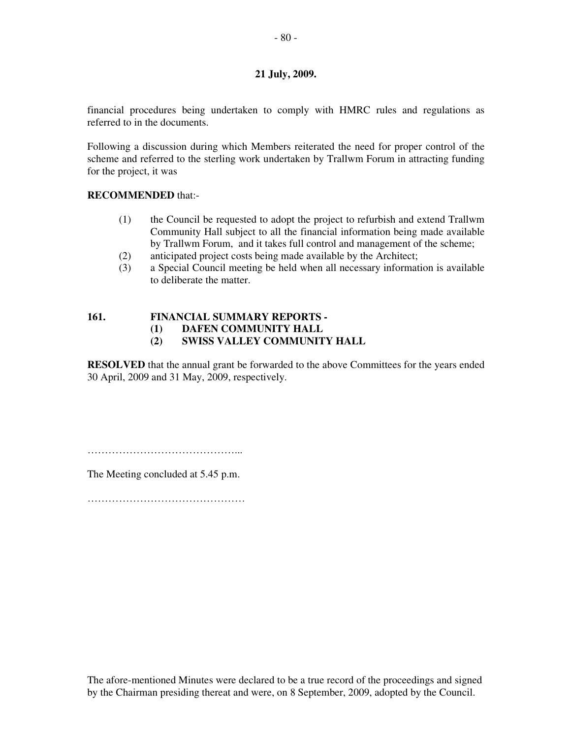**21 July, 2009.**

financial procedures being undertaken to comply with HMRC rules and regulations as referred to in the documents.

Following a discussion during which Members reiterated the need for proper control of the scheme and referred to the sterling work undertaken by Trallwm Forum in attracting funding for the project, it was

**RECOMMENDED** that:-

(1) the Council be requested to adopt the project to refurbish and extend Trallwm Community Hall subject to all the financial information being made available by Trallwm Forum, and it takes full control and management of the scheme;
(2) anticipated project costs being made available by the Architect;
(3) a Special Council meeting be held when all necessary information is available to deliberate the matter.

**161. FINANCIAL SUMMARY REPORTS -**
**(1) DAFEN COMMUNITY HALL**
**(2) SWISS VALLEY COMMUNITY HALL**

**RESOLVED** that the annual grant be forwarded to the above Committees for the years ended 30 April, 2009 and 31 May, 2009, respectively.

……………………………………..

The Meeting concluded at 5.45 p.m.

………………………………………

The afore-mentioned Minutes were declared to be a true record of the proceedings and signed by the Chairman presiding thereat and were, on 8 September, 2009, adopted by the Council.